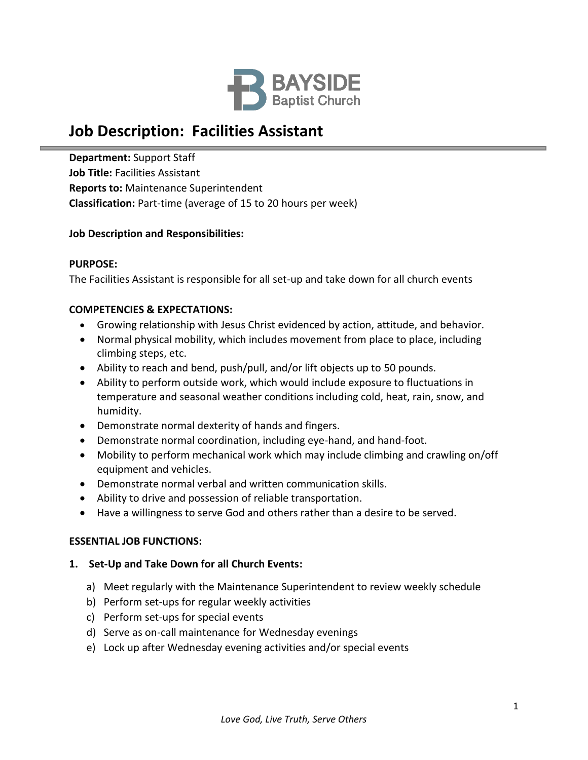BAYSIDE
Baptist Church

# Job Description: Facilities Assistant

**Department:** Support Staff
**Job Title:** Facilities Assistant
**Reports to:** Maintenance Superintendent
**Classification:** Part-time (average of 15 to 20 hours per week)

**Job Description and Responsibilities:**

**PURPOSE:**
The Facilities Assistant is responsible for all set-up and take down for all church events

**COMPETENCIES & EXPECTATIONS:**

- Growing relationship with Jesus Christ evidenced by action, attitude, and behavior.
- Normal physical mobility, which includes movement from place to place, including climbing steps, etc.
- Ability to reach and bend, push/pull, and/or lift objects up to 50 pounds.
- Ability to perform outside work, which would include exposure to fluctuations in temperature and seasonal weather conditions including cold, heat, rain, snow, and humidity.
- Demonstrate normal dexterity of hands and fingers.
- Demonstrate normal coordination, including eye-hand, and hand-foot.
- Mobility to perform mechanical work which may include climbing and crawling on/off equipment and vehicles.
- Demonstrate normal verbal and written communication skills.
- Ability to drive and possession of reliable transportation.
- Have a willingness to serve God and others rather than a desire to be served.

**ESSENTIAL JOB FUNCTIONS:**

**1. Set-Up and Take Down for all Church Events:**

a) Meet regularly with the Maintenance Superintendent to review weekly schedule
b) Perform set-ups for regular weekly activities
c) Perform set-ups for special events
d) Serve as on-call maintenance for Wednesday evenings
e) Lock up after Wednesday evening activities and/or special events

*Love God, Live Truth, Serve Others*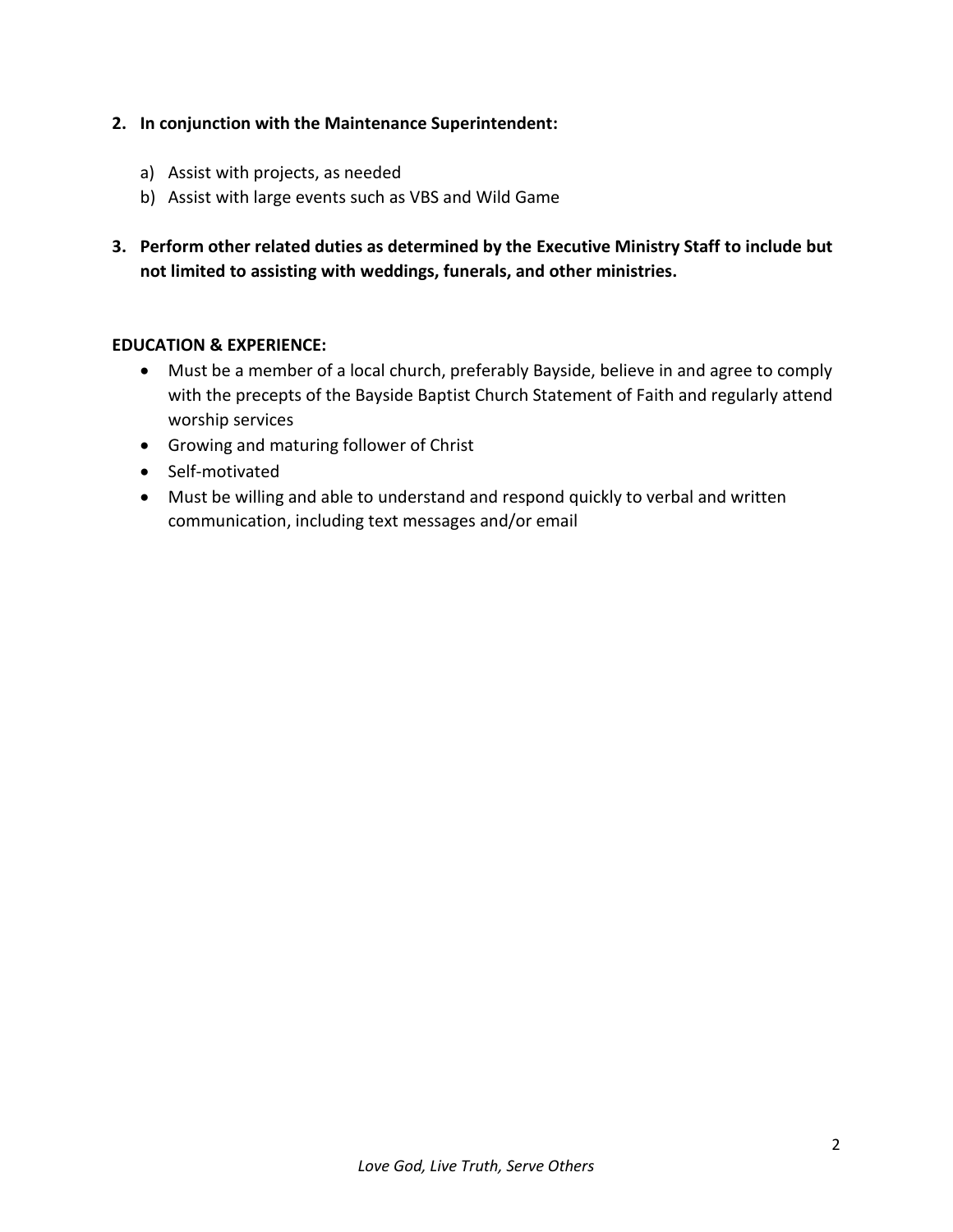2. **In conjunction with the Maintenance Superintendent:**

    a) Assist with projects, as needed
    b) Assist with large events such as VBS and Wild Game

3. **Perform other related duties as determined by the Executive Ministry Staff to include but not limited to assisting with weddings, funerals, and other ministries.**

**EDUCATION & EXPERIENCE:**

- Must be a member of a local church, preferably Bayside, believe in and agree to comply with the precepts of the Bayside Baptist Church Statement of Faith and regularly attend worship services
- Growing and maturing follower of Christ
- Self-motivated
- Must be willing and able to understand and respond quickly to verbal and written communication, including text messages and/or email